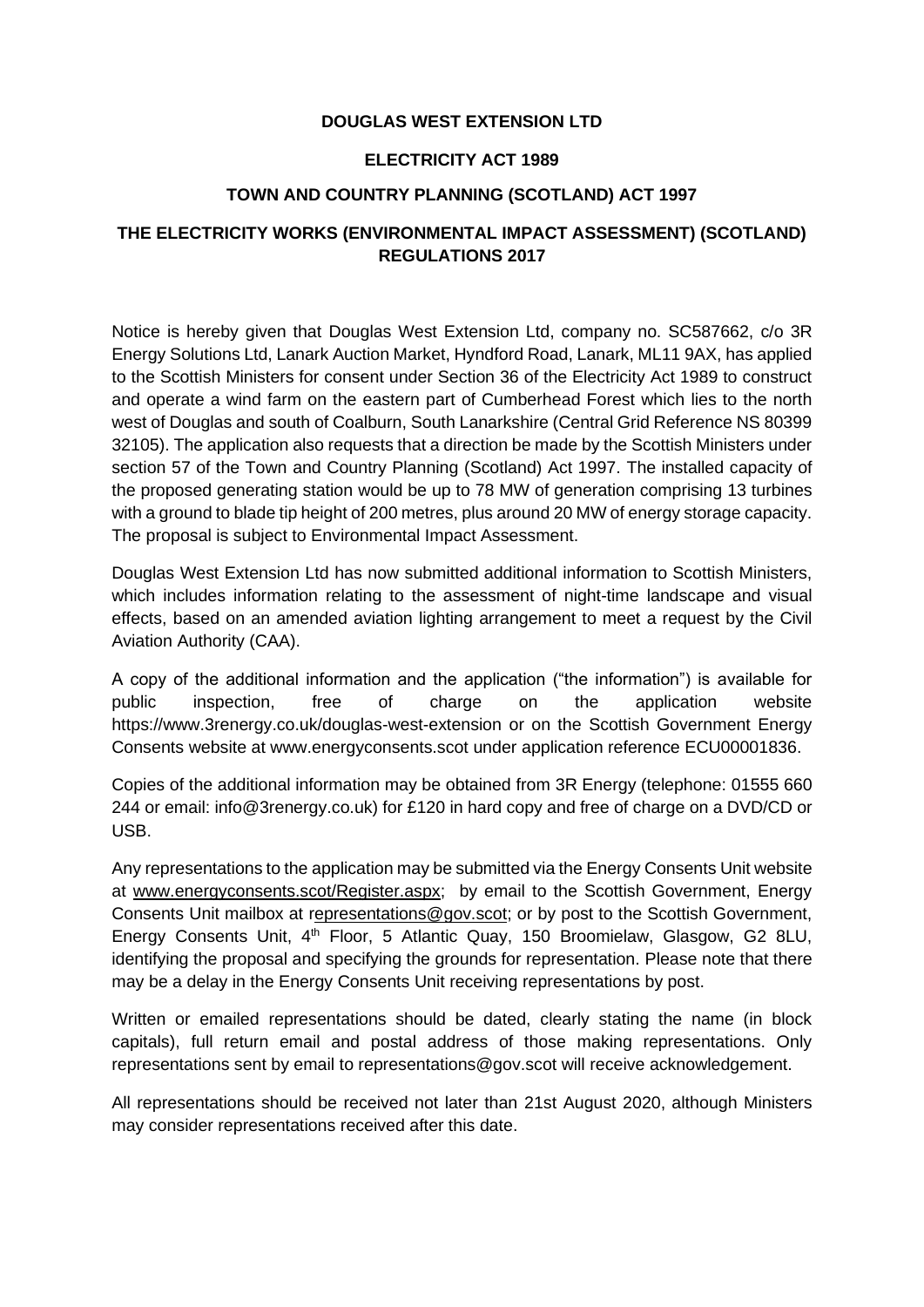**DOUGLAS WEST EXTENSION LTD**

**ELECTRICITY ACT 1989**

**TOWN AND COUNTRY PLANNING (SCOTLAND) ACT 1997**

**THE ELECTRICITY WORKS (ENVIRONMENTAL IMPACT ASSESSMENT) (SCOTLAND) REGULATIONS 2017**

Notice is hereby given that Douglas West Extension Ltd, company no. SC587662, c/o 3R Energy Solutions Ltd, Lanark Auction Market, Hyndford Road, Lanark, ML11 9AX, has applied to the Scottish Ministers for consent under Section 36 of the Electricity Act 1989 to construct and operate a wind farm on the eastern part of Cumberhead Forest which lies to the north west of Douglas and south of Coalburn, South Lanarkshire (Central Grid Reference NS 80399 32105). The application also requests that a direction be made by the Scottish Ministers under section 57 of the Town and Country Planning (Scotland) Act 1997. The installed capacity of the proposed generating station would be up to 78 MW of generation comprising 13 turbines with a ground to blade tip height of 200 metres, plus around 20 MW of energy storage capacity. The proposal is subject to Environmental Impact Assessment.

Douglas West Extension Ltd has now submitted additional information to Scottish Ministers, which includes information relating to the assessment of night-time landscape and visual effects, based on an amended aviation lighting arrangement to meet a request by the Civil Aviation Authority (CAA).

A copy of the additional information and the application ("the information") is available for public inspection, free of charge on the application website https://www.3renergy.co.uk/douglas-west-extension or on the Scottish Government Energy Consents website at www.energyconsents.scot under application reference ECU00001836.

Copies of the additional information may be obtained from 3R Energy (telephone: 01555 660 244 or email: info@3renergy.co.uk) for £120 in hard copy and free of charge on a DVD/CD or USB.

Any representations to the application may be submitted via the Energy Consents Unit website at www.energyconsents.scot/Register.aspx; by email to the Scottish Government, Energy Consents Unit mailbox at representations@gov.scot; or by post to the Scottish Government, Energy Consents Unit, 4th Floor, 5 Atlantic Quay, 150 Broomielaw, Glasgow, G2 8LU, identifying the proposal and specifying the grounds for representation. Please note that there may be a delay in the Energy Consents Unit receiving representations by post.

Written or emailed representations should be dated, clearly stating the name (in block capitals), full return email and postal address of those making representations. Only representations sent by email to representations@gov.scot will receive acknowledgement.

All representations should be received not later than 21st August 2020, although Ministers may consider representations received after this date.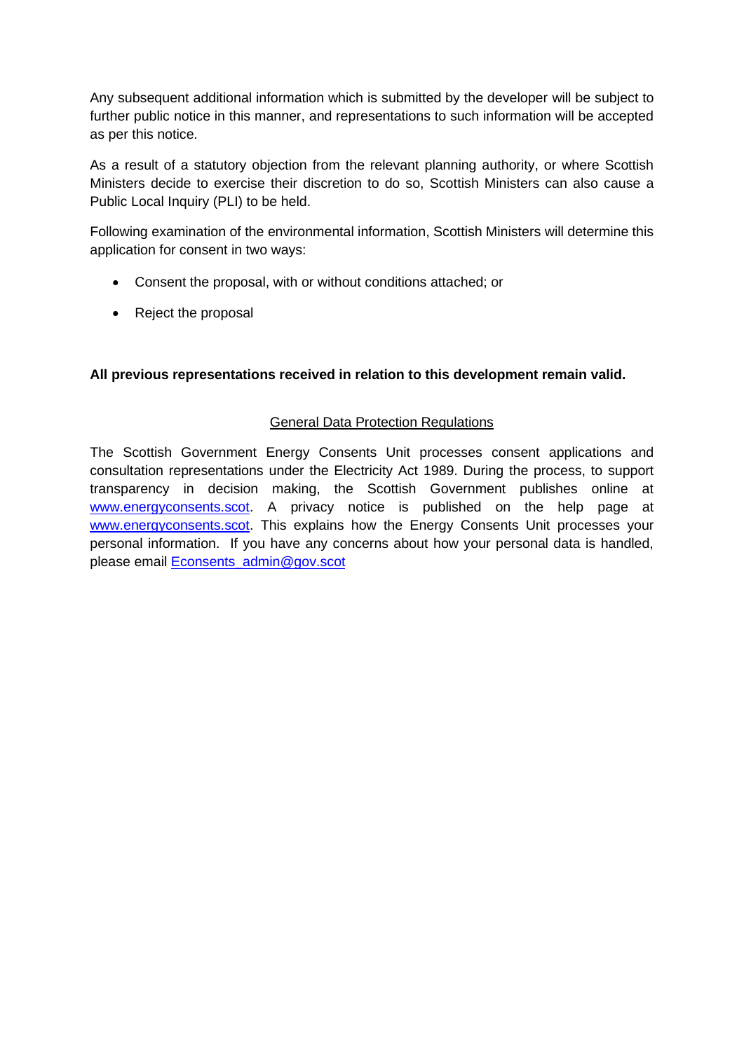Any subsequent additional information which is submitted by the developer will be subject to further public notice in this manner, and representations to such information will be accepted as per this notice.

As a result of a statutory objection from the relevant planning authority, or where Scottish Ministers decide to exercise their discretion to do so, Scottish Ministers can also cause a Public Local Inquiry (PLI) to be held.

Following examination of the environmental information, Scottish Ministers will determine this application for consent in two ways:

- Consent the proposal, with or without conditions attached; or
- Reject the proposal

**All previous representations received in relation to this development remain valid.**

## General Data Protection Regulations

The Scottish Government Energy Consents Unit processes consent applications and consultation representations under the Electricity Act 1989. During the process, to support transparency in decision making, the Scottish Government publishes online at [www.energyconsents.scot](http://www.energyconsents.scot). A privacy notice is published on the help page at [www.energyconsents.scot](http://www.energyconsents.scot). This explains how the Energy Consents Unit processes your personal information. If you have any concerns about how your personal data is handled, please email [Econsents_admin@gov.scot](mailto:Econsents_admin@gov.scot)